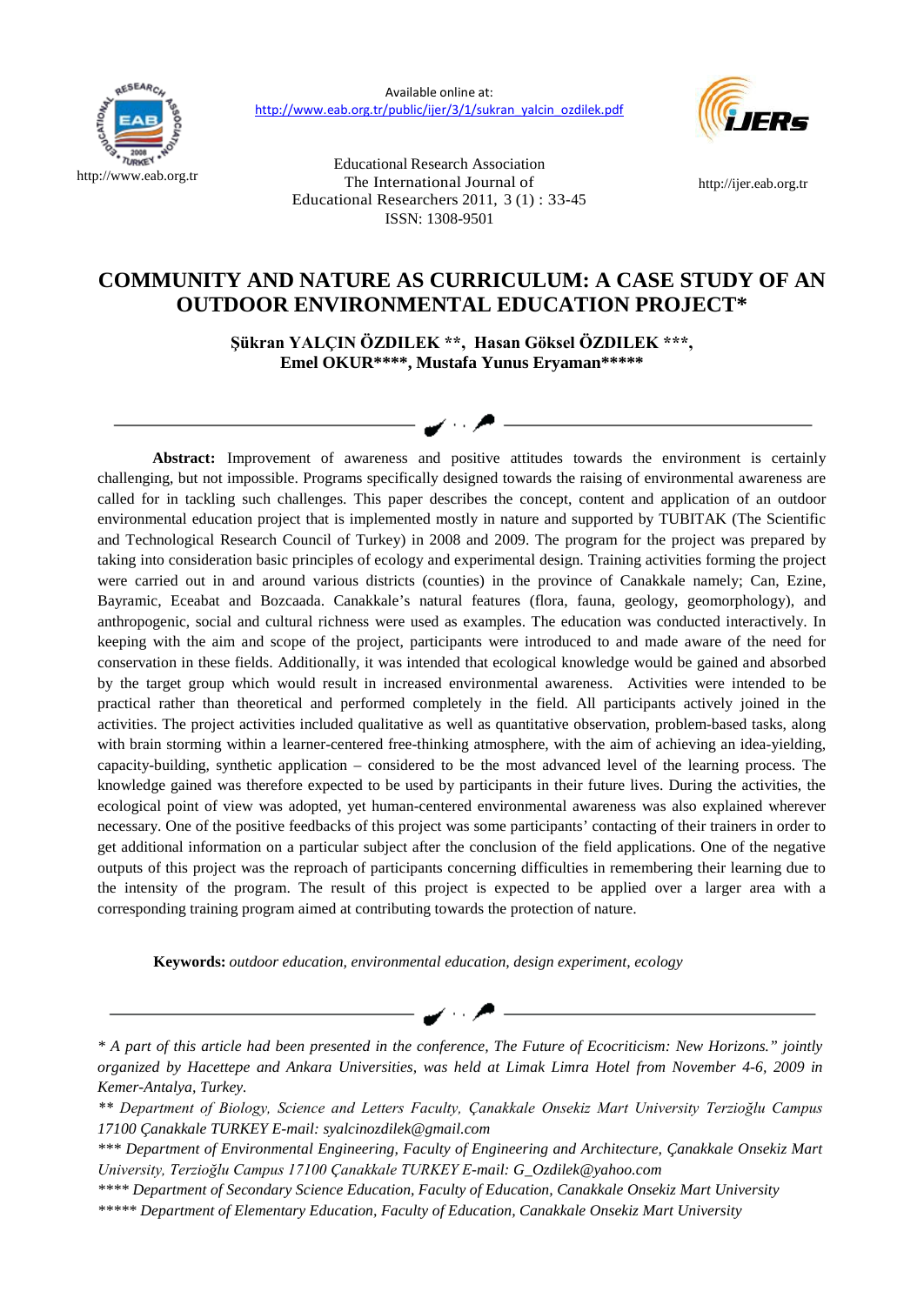Available online at:
http://www.eab.org.tr/public/ijer/3/1/sukran_yalcin_ozdilek.pdf

http://www.eab.org.tr

Educational Research Association
The International Journal of
Educational Researchers 2011, 3 (1) : 33-45
ISSN: 1308-9501

http://ijer.eab.org.tr

# COMMUNITY AND NATURE AS CURRICULUM: A CASE STUDY OF AN OUTDOOR ENVIRONMENTAL EDUCATION PROJECT*

**Şükran YALÇIN ÖZDILEK **, Hasan Göksel ÖZDILEK ***, Emel OKUR****, Mustafa Yunus Eryaman*****"**

**Abstract:** Improvement of awareness and positive attitudes towards the environment is certainly challenging, but not impossible. Programs specifically designed towards the raising of environmental awareness are called for in tackling such challenges. This paper describes the concept, content and application of an outdoor environmental education project that is implemented mostly in nature and supported by TUBITAK (The Scientific and Technological Research Council of Turkey) in 2008 and 2009. The program for the project was prepared by taking into consideration basic principles of ecology and experimental design. Training activities forming the project were carried out in and around various districts (counties) in the province of Canakkale namely; Can, Ezine, Bayramic, Eceabat and Bozcaada. Canakkale's natural features (flora, fauna, geology, geomorphology), and anthropogenic, social and cultural richness were used as examples. The education was conducted interactively. In keeping with the aim and scope of the project, participants were introduced to and made aware of the need for conservation in these fields. Additionally, it was intended that ecological knowledge would be gained and absorbed by the target group which would result in increased environmental awareness. Activities were intended to be practical rather than theoretical and performed completely in the field. All participants actively joined in the activities. The project activities included qualitative as well as quantitative observation, problem-based tasks, along with brain storming within a learner-centered free-thinking atmosphere, with the aim of achieving an idea-yielding, capacity-building, synthetic application – considered to be the most advanced level of the learning process. The knowledge gained was therefore expected to be used by participants in their future lives. During the activities, the ecological point of view was adopted, yet human-centered environmental awareness was also explained wherever necessary. One of the positive feedbacks of this project was some participants' contacting of their trainers in order to get additional information on a particular subject after the conclusion of the field applications. One of the negative outputs of this project was the reproach of participants concerning difficulties in remembering their learning due to the intensity of the program. The result of this project is expected to be applied over a larger area with a corresponding training program aimed at contributing towards the protection of nature.

**Keywords:** *outdoor education, environmental education, design experiment, ecology*

---

*\* A part of this article had been presented in the conference, The Future of Ecocriticism: New Horizons." jointly organized by Hacettepe and Ankara Universities, was held at Limak Limra Hotel from November 4-6, 2009 in Kemer-Antalya, Turkey.*

*\*\* Department of Biology, Science and Letters Faculty, Çanakkale Onsekiz Mart University Terzioğlu Campus 17100 Çanakkale TURKEY E-mail: syalcinozdilek@gmail.com*

*\*\*\* Department of Environmental Engineering, Faculty of Engineering and Architecture, Çanakkale Onsekiz Mart University, Terzioğlu Campus 17100 Çanakkale TURKEY E-mail: G_Ozdilek@yahoo.com*

*\*\*\*\* Department of Secondary Science Education, Faculty of Education, Canakkale Onsekiz Mart University*

*\*\*\*\*\* Department of Elementary Education, Faculty of Education, Canakkale Onsekiz Mart University*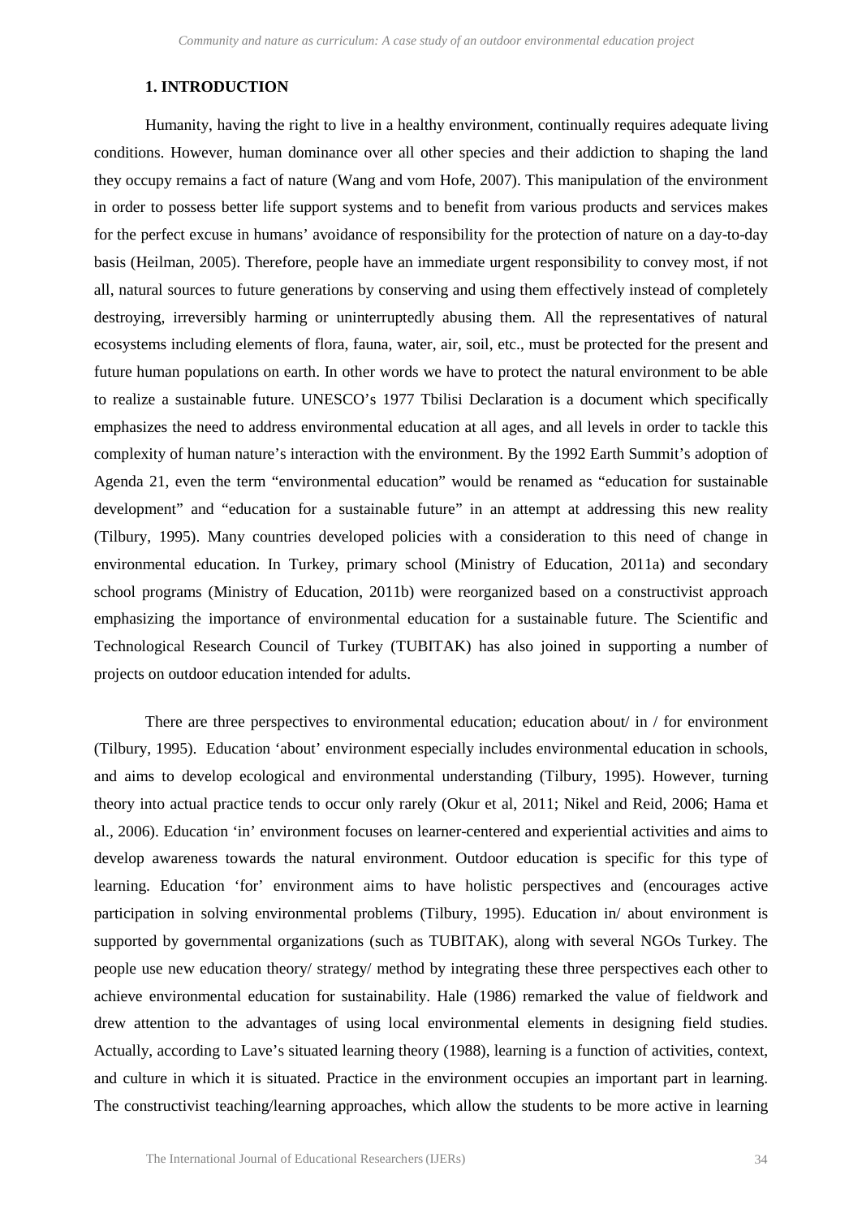## 1. INTRODUCTION

Humanity, having the right to live in a healthy environment, continually requires adequate living conditions. However, human dominance over all other species and their addiction to shaping the land they occupy remains a fact of nature (Wang and vom Hofe, 2007). This manipulation of the environment in order to possess better life support systems and to benefit from various products and services makes for the perfect excuse in humans' avoidance of responsibility for the protection of nature on a day-to-day basis (Heilman, 2005). Therefore, people have an immediate urgent responsibility to convey most, if not all, natural sources to future generations by conserving and using them effectively instead of completely destroying, irreversibly harming or uninterruptedly abusing them. All the representatives of natural ecosystems including elements of flora, fauna, water, air, soil, etc., must be protected for the present and future human populations on earth. In other words we have to protect the natural environment to be able to realize a sustainable future. UNESCO's 1977 Tbilisi Declaration is a document which specifically emphasizes the need to address environmental education at all ages, and all levels in order to tackle this complexity of human nature's interaction with the environment. By the 1992 Earth Summit's adoption of Agenda 21, even the term "environmental education" would be renamed as "education for sustainable development" and "education for a sustainable future" in an attempt at addressing this new reality (Tilbury, 1995). Many countries developed policies with a consideration to this need of change in environmental education. In Turkey, primary school (Ministry of Education, 2011a) and secondary school programs (Ministry of Education, 2011b) were reorganized based on a constructivist approach emphasizing the importance of environmental education for a sustainable future. The Scientific and Technological Research Council of Turkey (TUBITAK) has also joined in supporting a number of projects on outdoor education intended for adults.

There are three perspectives to environmental education; education about/ in / for environment (Tilbury, 1995). Education 'about' environment especially includes environmental education in schools, and aims to develop ecological and environmental understanding (Tilbury, 1995). However, turning theory into actual practice tends to occur only rarely (Okur et al, 2011; Nikel and Reid, 2006; Hama et al., 2006). Education 'in' environment focuses on learner-centered and experiential activities and aims to develop awareness towards the natural environment. Outdoor education is specific for this type of learning. Education 'for' environment aims to have holistic perspectives and (encourages active participation in solving environmental problems (Tilbury, 1995). Education in/ about environment is supported by governmental organizations (such as TUBITAK), along with several NGOs Turkey. The people use new education theory/ strategy/ method by integrating these three perspectives each other to achieve environmental education for sustainability. Hale (1986) remarked the value of fieldwork and drew attention to the advantages of using local environmental elements in designing field studies. Actually, according to Lave's situated learning theory (1988), learning is a function of activities, context, and culture in which it is situated. Practice in the environment occupies an important part in learning. The constructivist teaching/learning approaches, which allow the students to be more active in learning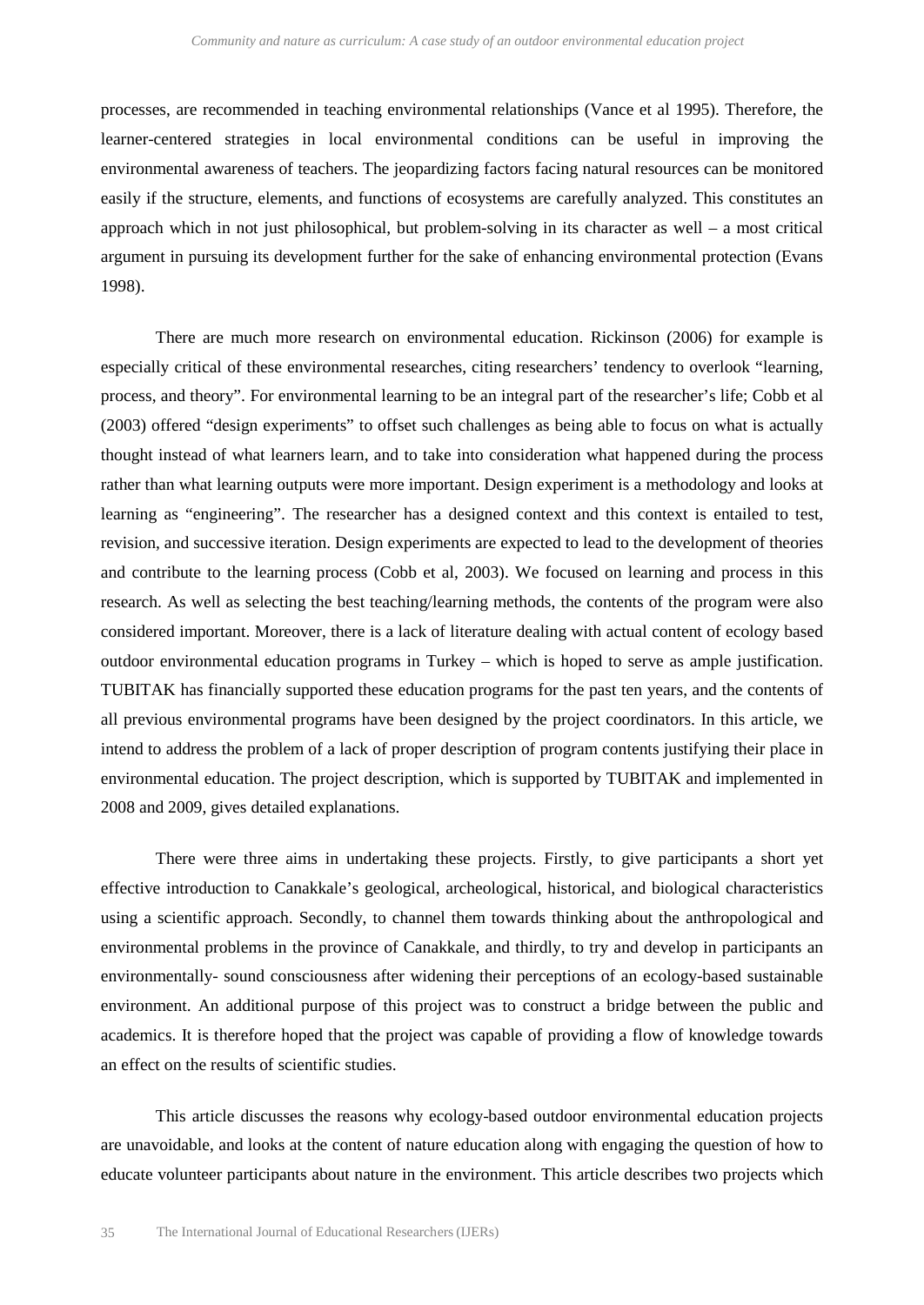processes, are recommended in teaching environmental relationships (Vance et al 1995). Therefore, the learner-centered strategies in local environmental conditions can be useful in improving the environmental awareness of teachers. The jeopardizing factors facing natural resources can be monitored easily if the structure, elements, and functions of ecosystems are carefully analyzed. This constitutes an approach which in not just philosophical, but problem-solving in its character as well – a most critical argument in pursuing its development further for the sake of enhancing environmental protection (Evans 1998).

There are much more research on environmental education. Rickinson (2006) for example is especially critical of these environmental researches, citing researchers' tendency to overlook "learning, process, and theory". For environmental learning to be an integral part of the researcher's life; Cobb et al (2003) offered "design experiments" to offset such challenges as being able to focus on what is actually thought instead of what learners learn, and to take into consideration what happened during the process rather than what learning outputs were more important. Design experiment is a methodology and looks at learning as "engineering". The researcher has a designed context and this context is entailed to test, revision, and successive iteration. Design experiments are expected to lead to the development of theories and contribute to the learning process (Cobb et al, 2003). We focused on learning and process in this research. As well as selecting the best teaching/learning methods, the contents of the program were also considered important. Moreover, there is a lack of literature dealing with actual content of ecology based outdoor environmental education programs in Turkey – which is hoped to serve as ample justification. TUBITAK has financially supported these education programs for the past ten years, and the contents of all previous environmental programs have been designed by the project coordinators. In this article, we intend to address the problem of a lack of proper description of program contents justifying their place in environmental education. The project description, which is supported by TUBITAK and implemented in 2008 and 2009, gives detailed explanations.

There were three aims in undertaking these projects. Firstly, to give participants a short yet effective introduction to Canakkale's geological, archeological, historical, and biological characteristics using a scientific approach. Secondly, to channel them towards thinking about the anthropological and environmental problems in the province of Canakkale, and thirdly, to try and develop in participants an environmentally- sound consciousness after widening their perceptions of an ecology-based sustainable environment. An additional purpose of this project was to construct a bridge between the public and academics. It is therefore hoped that the project was capable of providing a flow of knowledge towards an effect on the results of scientific studies.

This article discusses the reasons why ecology-based outdoor environmental education projects are unavoidable, and looks at the content of nature education along with engaging the question of how to educate volunteer participants about nature in the environment. This article describes two projects which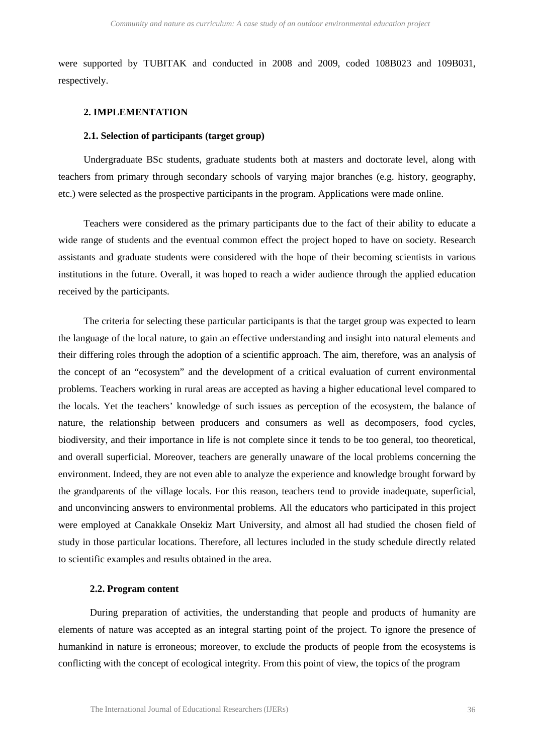were supported by TUBITAK and conducted in 2008 and 2009, coded 108B023 and 109B031, respectively.

## 2. IMPLEMENTATION

### 2.1. Selection of participants (target group)

Undergraduate BSc students, graduate students both at masters and doctorate level, along with teachers from primary through secondary schools of varying major branches (e.g. history, geography, etc.) were selected as the prospective participants in the program. Applications were made online.

Teachers were considered as the primary participants due to the fact of their ability to educate a wide range of students and the eventual common effect the project hoped to have on society. Research assistants and graduate students were considered with the hope of their becoming scientists in various institutions in the future. Overall, it was hoped to reach a wider audience through the applied education received by the participants.

The criteria for selecting these particular participants is that the target group was expected to learn the language of the local nature, to gain an effective understanding and insight into natural elements and their differing roles through the adoption of a scientific approach. The aim, therefore, was an analysis of the concept of an "ecosystem" and the development of a critical evaluation of current environmental problems. Teachers working in rural areas are accepted as having a higher educational level compared to the locals. Yet the teachers' knowledge of such issues as perception of the ecosystem, the balance of nature, the relationship between producers and consumers as well as decomposers, food cycles, biodiversity, and their importance in life is not complete since it tends to be too general, too theoretical, and overall superficial. Moreover, teachers are generally unaware of the local problems concerning the environment. Indeed, they are not even able to analyze the experience and knowledge brought forward by the grandparents of the village locals. For this reason, teachers tend to provide inadequate, superficial, and unconvincing answers to environmental problems. All the educators who participated in this project were employed at Canakkale Onsekiz Mart University, and almost all had studied the chosen field of study in those particular locations. Therefore, all lectures included in the study schedule directly related to scientific examples and results obtained in the area.

### 2.2. Program content

During preparation of activities, the understanding that people and products of humanity are elements of nature was accepted as an integral starting point of the project. To ignore the presence of humankind in nature is erroneous; moreover, to exclude the products of people from the ecosystems is conflicting with the concept of ecological integrity. From this point of view, the topics of the program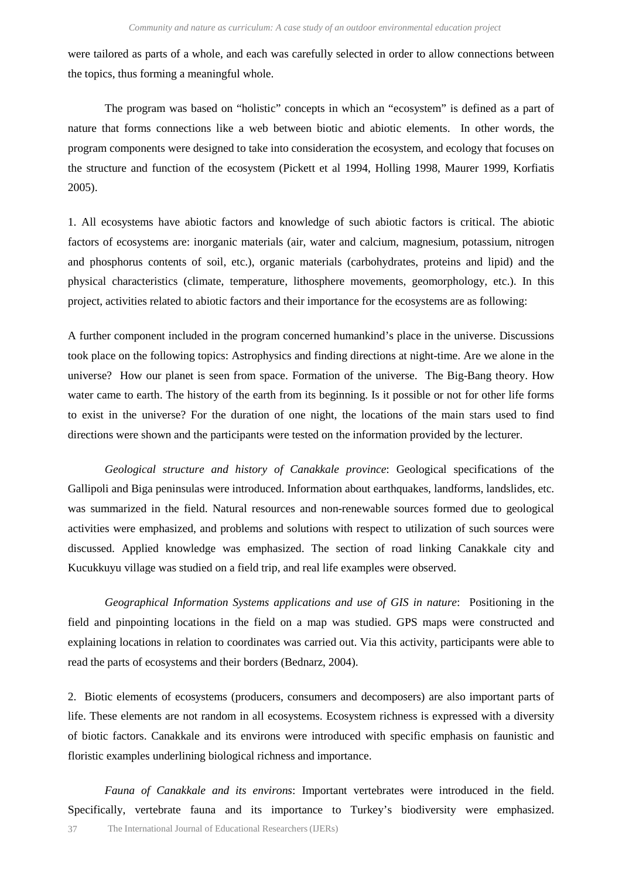were tailored as parts of a whole, and each was carefully selected in order to allow connections between the topics, thus forming a meaningful whole.

The program was based on "holistic" concepts in which an "ecosystem" is defined as a part of nature that forms connections like a web between biotic and abiotic elements. In other words, the program components were designed to take into consideration the ecosystem, and ecology that focuses on the structure and function of the ecosystem (Pickett et al 1994, Holling 1998, Maurer 1999, Korfiatis 2005).

1. All ecosystems have abiotic factors and knowledge of such abiotic factors is critical. The abiotic factors of ecosystems are: inorganic materials (air, water and calcium, magnesium, potassium, nitrogen and phosphorus contents of soil, etc.), organic materials (carbohydrates, proteins and lipid) and the physical characteristics (climate, temperature, lithosphere movements, geomorphology, etc.). In this project, activities related to abiotic factors and their importance for the ecosystems are as following:

A further component included in the program concerned humankind's place in the universe. Discussions took place on the following topics: Astrophysics and finding directions at night-time. Are we alone in the universe? How our planet is seen from space. Formation of the universe. The Big-Bang theory. How water came to earth. The history of the earth from its beginning. Is it possible or not for other life forms to exist in the universe? For the duration of one night, the locations of the main stars used to find directions were shown and the participants were tested on the information provided by the lecturer.

*Geological structure and history of Canakkale province*: Geological specifications of the Gallipoli and Biga peninsulas were introduced. Information about earthquakes, landforms, landslides, etc. was summarized in the field. Natural resources and non-renewable sources formed due to geological activities were emphasized, and problems and solutions with respect to utilization of such sources were discussed. Applied knowledge was emphasized. The section of road linking Canakkale city and Kucukkuyu village was studied on a field trip, and real life examples were observed.

*Geographical Information Systems applications and use of GIS in nature*: Positioning in the field and pinpointing locations in the field on a map was studied. GPS maps were constructed and explaining locations in relation to coordinates was carried out. Via this activity, participants were able to read the parts of ecosystems and their borders (Bednarz, 2004).

2. Biotic elements of ecosystems (producers, consumers and decomposers) are also important parts of life. These elements are not random in all ecosystems. Ecosystem richness is expressed with a diversity of biotic factors. Canakkale and its environs were introduced with specific emphasis on faunistic and floristic examples underlining biological richness and importance.

*Fauna of Canakkale and its environs*: Important vertebrates were introduced in the field. Specifically, vertebrate fauna and its importance to Turkey's biodiversity were emphasized.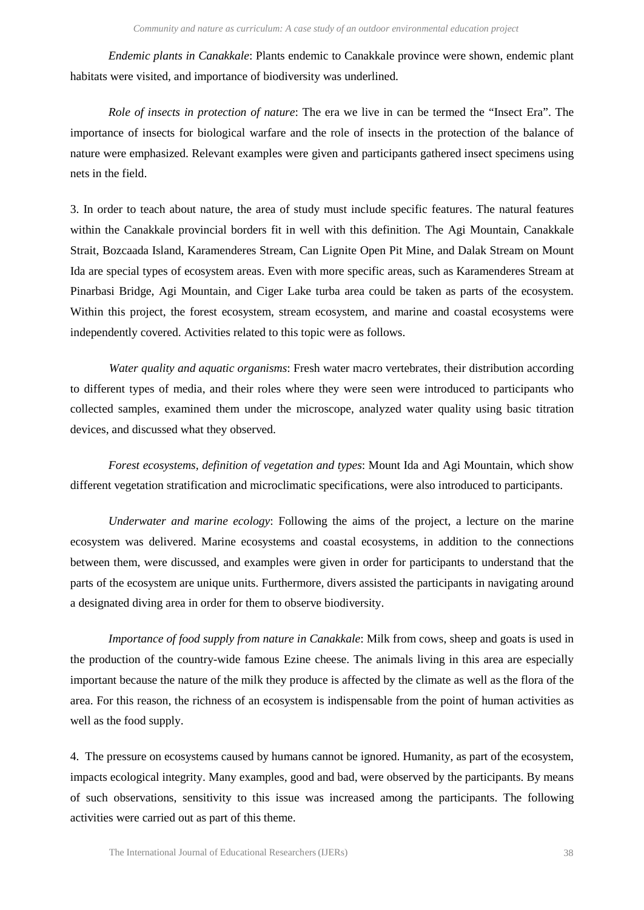*Endemic plants in Canakkale*: Plants endemic to Canakkale province were shown, endemic plant habitats were visited, and importance of biodiversity was underlined.

*Role of insects in protection of nature*: The era we live in can be termed the "Insect Era". The importance of insects for biological warfare and the role of insects in the protection of the balance of nature were emphasized. Relevant examples were given and participants gathered insect specimens using nets in the field.

3. In order to teach about nature, the area of study must include specific features. The natural features within the Canakkale provincial borders fit in well with this definition. The Agi Mountain, Canakkale Strait, Bozcaada Island, Karamenderes Stream, Can Lignite Open Pit Mine, and Dalak Stream on Mount Ida are special types of ecosystem areas. Even with more specific areas, such as Karamenderes Stream at Pinarbasi Bridge, Agi Mountain, and Ciger Lake turba area could be taken as parts of the ecosystem. Within this project, the forest ecosystem, stream ecosystem, and marine and coastal ecosystems were independently covered. Activities related to this topic were as follows.

*Water quality and aquatic organisms*: Fresh water macro vertebrates, their distribution according to different types of media, and their roles where they were seen were introduced to participants who collected samples, examined them under the microscope, analyzed water quality using basic titration devices, and discussed what they observed.

*Forest ecosystems, definition of vegetation and types*: Mount Ida and Agi Mountain, which show different vegetation stratification and microclimatic specifications, were also introduced to participants.

*Underwater and marine ecology*: Following the aims of the project, a lecture on the marine ecosystem was delivered. Marine ecosystems and coastal ecosystems, in addition to the connections between them, were discussed, and examples were given in order for participants to understand that the parts of the ecosystem are unique units. Furthermore, divers assisted the participants in navigating around a designated diving area in order for them to observe biodiversity.

*Importance of food supply from nature in Canakkale*: Milk from cows, sheep and goats is used in the production of the country-wide famous Ezine cheese. The animals living in this area are especially important because the nature of the milk they produce is affected by the climate as well as the flora of the area. For this reason, the richness of an ecosystem is indispensable from the point of human activities as well as the food supply.

4. The pressure on ecosystems caused by humans cannot be ignored. Humanity, as part of the ecosystem, impacts ecological integrity. Many examples, good and bad, were observed by the participants. By means of such observations, sensitivity to this issue was increased among the participants. The following activities were carried out as part of this theme.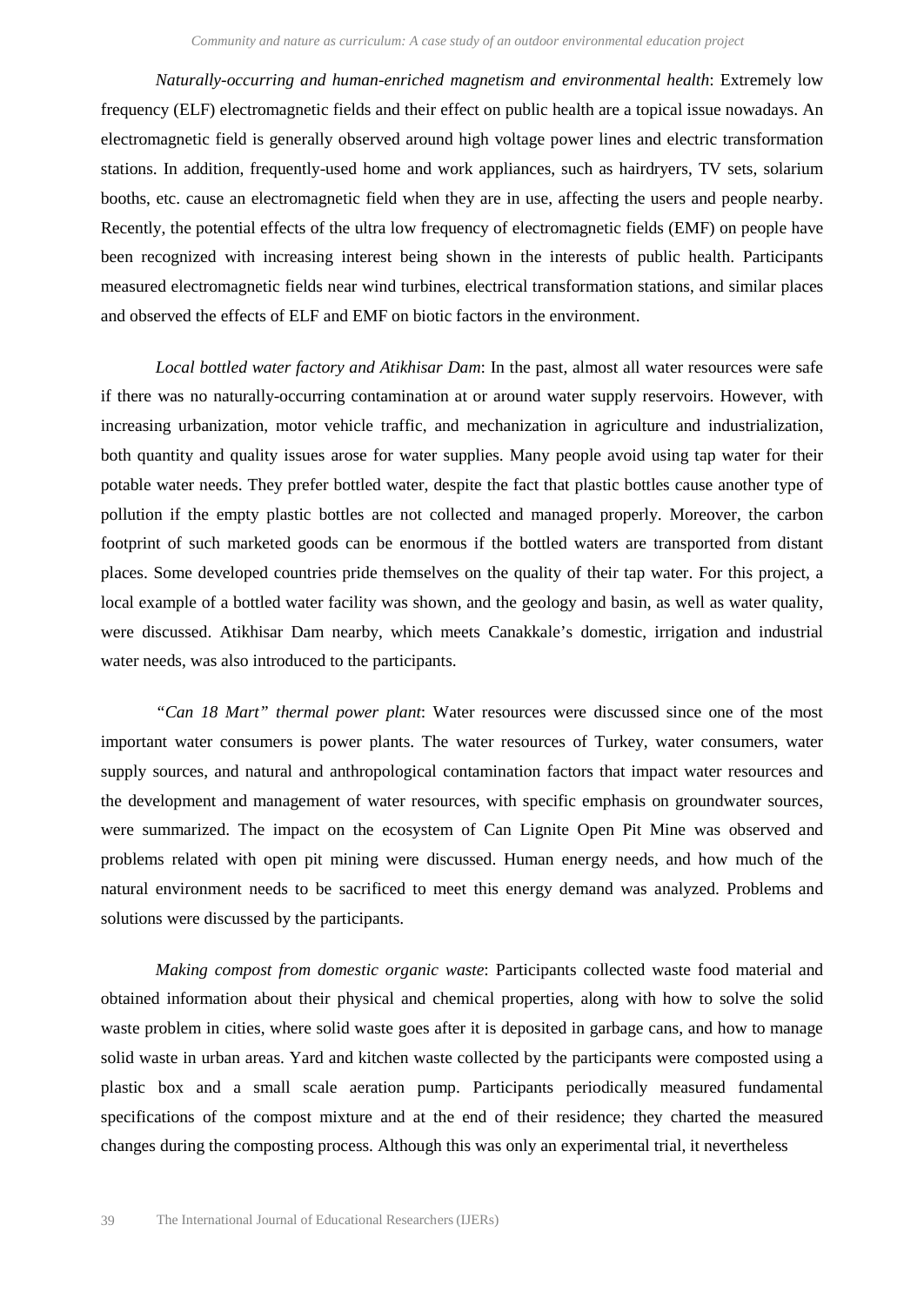*Naturally-occurring and human-enriched magnetism and environmental health*: Extremely low frequency (ELF) electromagnetic fields and their effect on public health are a topical issue nowadays. An electromagnetic field is generally observed around high voltage power lines and electric transformation stations. In addition, frequently-used home and work appliances, such as hairdryers, TV sets, solarium booths, etc. cause an electromagnetic field when they are in use, affecting the users and people nearby. Recently, the potential effects of the ultra low frequency of electromagnetic fields (EMF) on people have been recognized with increasing interest being shown in the interests of public health. Participants measured electromagnetic fields near wind turbines, electrical transformation stations, and similar places and observed the effects of ELF and EMF on biotic factors in the environment.

*Local bottled water factory and Atikhisar Dam*: In the past, almost all water resources were safe if there was no naturally-occurring contamination at or around water supply reservoirs. However, with increasing urbanization, motor vehicle traffic, and mechanization in agriculture and industrialization, both quantity and quality issues arose for water supplies. Many people avoid using tap water for their potable water needs. They prefer bottled water, despite the fact that plastic bottles cause another type of pollution if the empty plastic bottles are not collected and managed properly. Moreover, the carbon footprint of such marketed goods can be enormous if the bottled waters are transported from distant places. Some developed countries pride themselves on the quality of their tap water. For this project, a local example of a bottled water facility was shown, and the geology and basin, as well as water quality, were discussed. Atikhisar Dam nearby, which meets Canakkale's domestic, irrigation and industrial water needs, was also introduced to the participants.

*"Can 18 Mart" thermal power plant*: Water resources were discussed since one of the most important water consumers is power plants. The water resources of Turkey, water consumers, water supply sources, and natural and anthropological contamination factors that impact water resources and the development and management of water resources, with specific emphasis on groundwater sources, were summarized. The impact on the ecosystem of Can Lignite Open Pit Mine was observed and problems related with open pit mining were discussed. Human energy needs, and how much of the natural environment needs to be sacrificed to meet this energy demand was analyzed. Problems and solutions were discussed by the participants.

*Making compost from domestic organic waste*: Participants collected waste food material and obtained information about their physical and chemical properties, along with how to solve the solid waste problem in cities, where solid waste goes after it is deposited in garbage cans, and how to manage solid waste in urban areas. Yard and kitchen waste collected by the participants were composted using a plastic box and a small scale aeration pump. Participants periodically measured fundamental specifications of the compost mixture and at the end of their residence; they charted the measured changes during the composting process. Although this was only an experimental trial, it nevertheless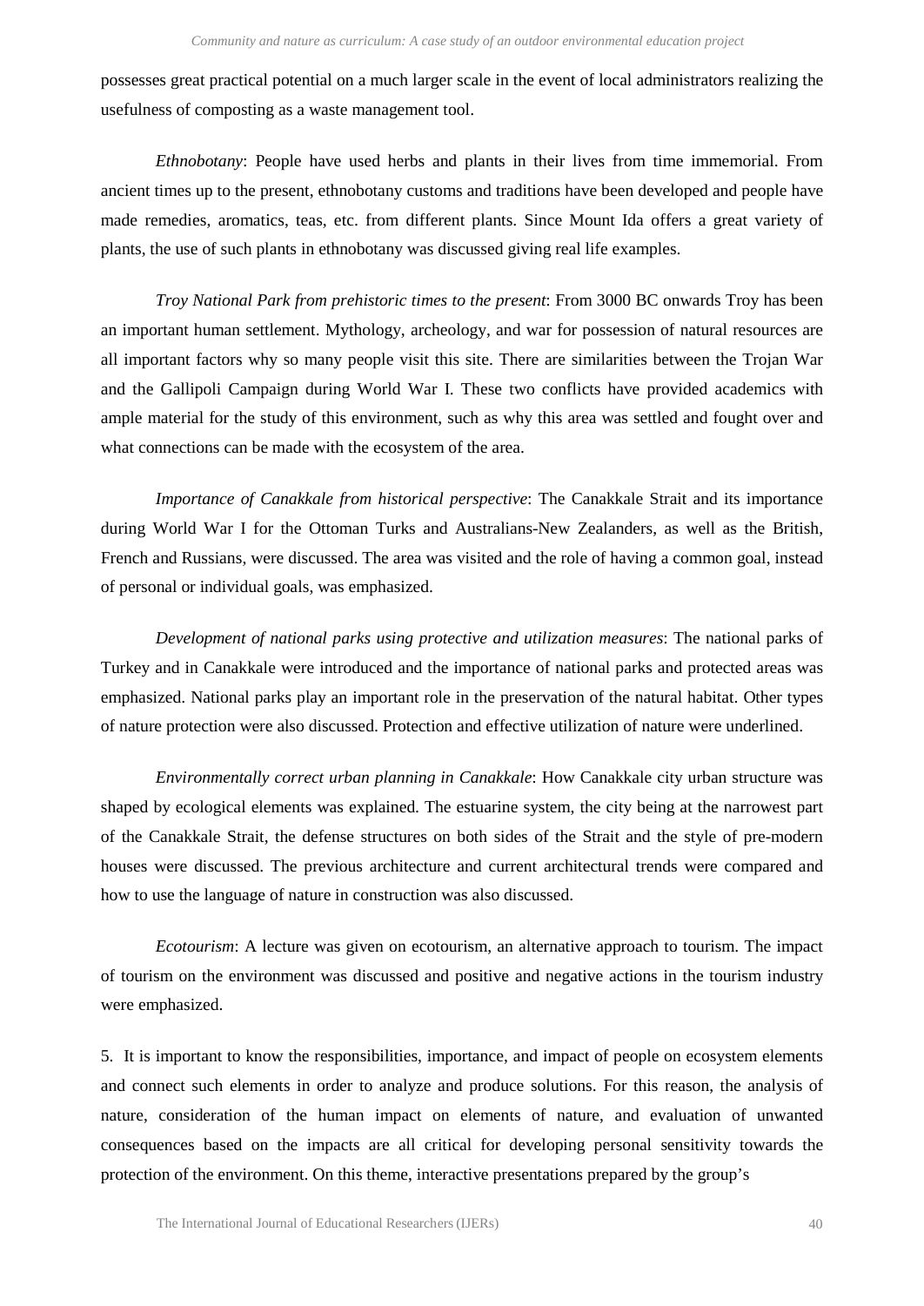possesses great practical potential on a much larger scale in the event of local administrators realizing the usefulness of composting as a waste management tool.

*Ethnobotany*: People have used herbs and plants in their lives from time immemorial. From ancient times up to the present, ethnobotany customs and traditions have been developed and people have made remedies, aromatics, teas, etc. from different plants. Since Mount Ida offers a great variety of plants, the use of such plants in ethnobotany was discussed giving real life examples.

*Troy National Park from prehistoric times to the present*: From 3000 BC onwards Troy has been an important human settlement. Mythology, archeology, and war for possession of natural resources are all important factors why so many people visit this site. There are similarities between the Trojan War and the Gallipoli Campaign during World War I. These two conflicts have provided academics with ample material for the study of this environment, such as why this area was settled and fought over and what connections can be made with the ecosystem of the area.

*Importance of Canakkale from historical perspective*: The Canakkale Strait and its importance during World War I for the Ottoman Turks and Australians-New Zealanders, as well as the British, French and Russians, were discussed. The area was visited and the role of having a common goal, instead of personal or individual goals, was emphasized.

*Development of national parks using protective and utilization measures*: The national parks of Turkey and in Canakkale were introduced and the importance of national parks and protected areas was emphasized. National parks play an important role in the preservation of the natural habitat. Other types of nature protection were also discussed. Protection and effective utilization of nature were underlined.

*Environmentally correct urban planning in Canakkale*: How Canakkale city urban structure was shaped by ecological elements was explained. The estuarine system, the city being at the narrowest part of the Canakkale Strait, the defense structures on both sides of the Strait and the style of pre-modern houses were discussed. The previous architecture and current architectural trends were compared and how to use the language of nature in construction was also discussed.

*Ecotourism*: A lecture was given on ecotourism, an alternative approach to tourism. The impact of tourism on the environment was discussed and positive and negative actions in the tourism industry were emphasized.

5. It is important to know the responsibilities, importance, and impact of people on ecosystem elements and connect such elements in order to analyze and produce solutions. For this reason, the analysis of nature, consideration of the human impact on elements of nature, and evaluation of unwanted consequences based on the impacts are all critical for developing personal sensitivity towards the protection of the environment. On this theme, interactive presentations prepared by the group's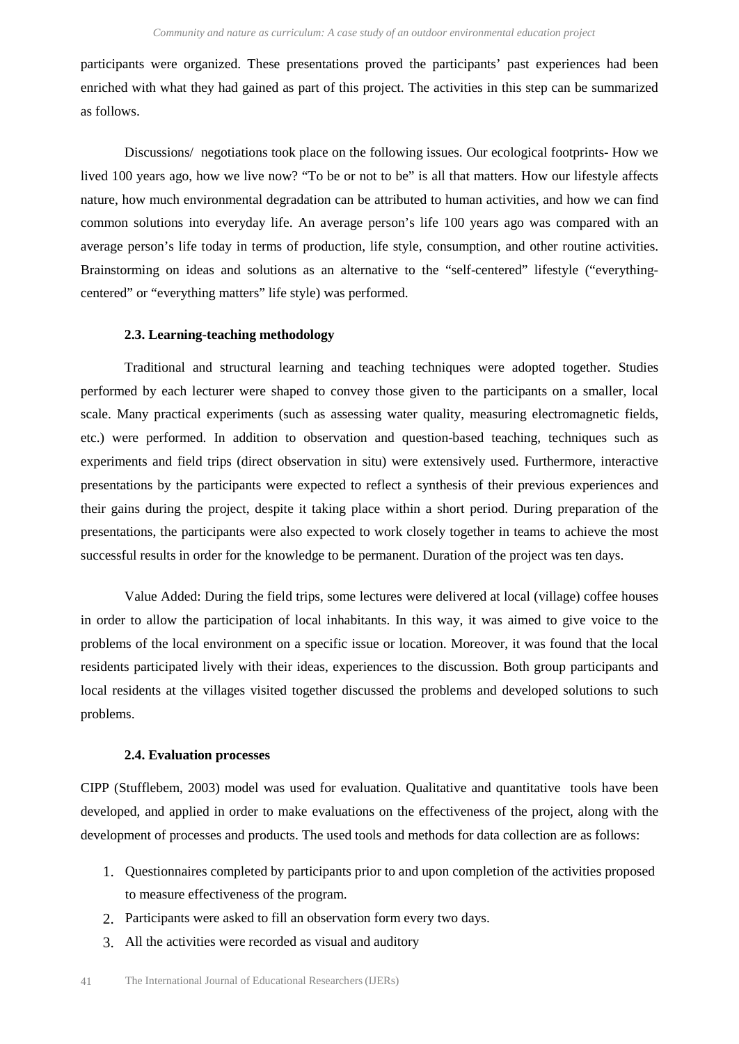participants were organized. These presentations proved the participants' past experiences had been enriched with what they had gained as part of this project. The activities in this step can be summarized as follows.

Discussions/ negotiations took place on the following issues. Our ecological footprints- How we lived 100 years ago, how we live now? "To be or not to be" is all that matters. How our lifestyle affects nature, how much environmental degradation can be attributed to human activities, and how we can find common solutions into everyday life. An average person's life 100 years ago was compared with an average person's life today in terms of production, life style, consumption, and other routine activities. Brainstorming on ideas and solutions as an alternative to the "self-centered" lifestyle ("everything-centered" or "everything matters" life style) was performed.

### 2.3. Learning-teaching methodology

Traditional and structural learning and teaching techniques were adopted together. Studies performed by each lecturer were shaped to convey those given to the participants on a smaller, local scale. Many practical experiments (such as assessing water quality, measuring electromagnetic fields, etc.) were performed. In addition to observation and question-based teaching, techniques such as experiments and field trips (direct observation in situ) were extensively used. Furthermore, interactive presentations by the participants were expected to reflect a synthesis of their previous experiences and their gains during the project, despite it taking place within a short period. During preparation of the presentations, the participants were also expected to work closely together in teams to achieve the most successful results in order for the knowledge to be permanent. Duration of the project was ten days.

Value Added: During the field trips, some lectures were delivered at local (village) coffee houses in order to allow the participation of local inhabitants. In this way, it was aimed to give voice to the problems of the local environment on a specific issue or location. Moreover, it was found that the local residents participated lively with their ideas, experiences to the discussion. Both group participants and local residents at the villages visited together discussed the problems and developed solutions to such problems.

### 2.4. Evaluation processes

CIPP (Stufflebem, 2003) model was used for evaluation. Qualitative and quantitative tools have been developed, and applied in order to make evaluations on the effectiveness of the project, along with the development of processes and products. The used tools and methods for data collection are as follows:

1. Questionnaires completed by participants prior to and upon completion of the activities proposed to measure effectiveness of the program.
2. Participants were asked to fill an observation form every two days.
3. All the activities were recorded as visual and auditory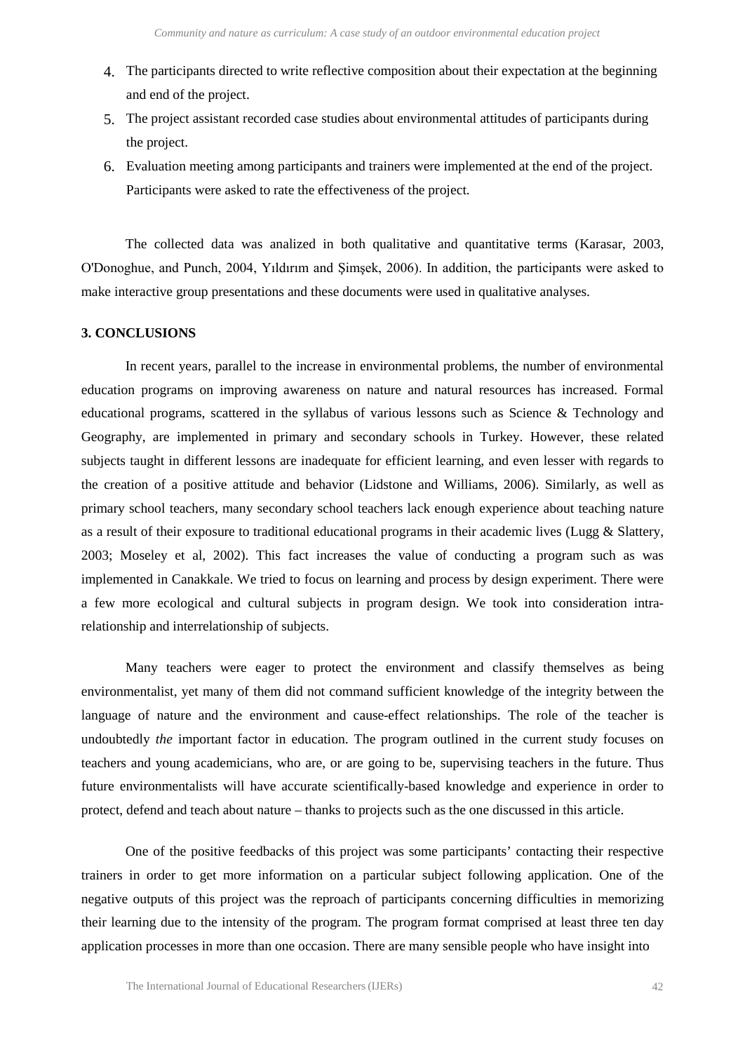4. The participants directed to write reflective composition about their expectation at the beginning and end of the project.
5. The project assistant recorded case studies about environmental attitudes of participants during the project.
6. Evaluation meeting among participants and trainers were implemented at the end of the project. Participants were asked to rate the effectiveness of the project.

The collected data was analized in both qualitative and quantitative terms (Karasar, 2003, O'Donoghue, and Punch, 2004, Yıldırım and Şimşek, 2006). In addition, the participants were asked to make interactive group presentations and these documents were used in qualitative analyses.

### 3. CONCLUSIONS

In recent years, parallel to the increase in environmental problems, the number of environmental education programs on improving awareness on nature and natural resources has increased. Formal educational programs, scattered in the syllabus of various lessons such as Science & Technology and Geography, are implemented in primary and secondary schools in Turkey. However, these related subjects taught in different lessons are inadequate for efficient learning, and even lesser with regards to the creation of a positive attitude and behavior (Lidstone and Williams, 2006). Similarly, as well as primary school teachers, many secondary school teachers lack enough experience about teaching nature as a result of their exposure to traditional educational programs in their academic lives (Lugg & Slattery, 2003; Moseley et al, 2002). This fact increases the value of conducting a program such as was implemented in Canakkale. We tried to focus on learning and process by design experiment. There were a few more ecological and cultural subjects in program design. We took into consideration intra-relationship and interrelationship of subjects.

Many teachers were eager to protect the environment and classify themselves as being environmentalist, yet many of them did not command sufficient knowledge of the integrity between the language of nature and the environment and cause-effect relationships. The role of the teacher is undoubtedly *the* important factor in education. The program outlined in the current study focuses on teachers and young academicians, who are, or are going to be, supervising teachers in the future. Thus future environmentalists will have accurate scientifically-based knowledge and experience in order to protect, defend and teach about nature – thanks to projects such as the one discussed in this article.

One of the positive feedbacks of this project was some participants' contacting their respective trainers in order to get more information on a particular subject following application. One of the negative outputs of this project was the reproach of participants concerning difficulties in memorizing their learning due to the intensity of the program. The program format comprised at least three ten day application processes in more than one occasion. There are many sensible people who have insight into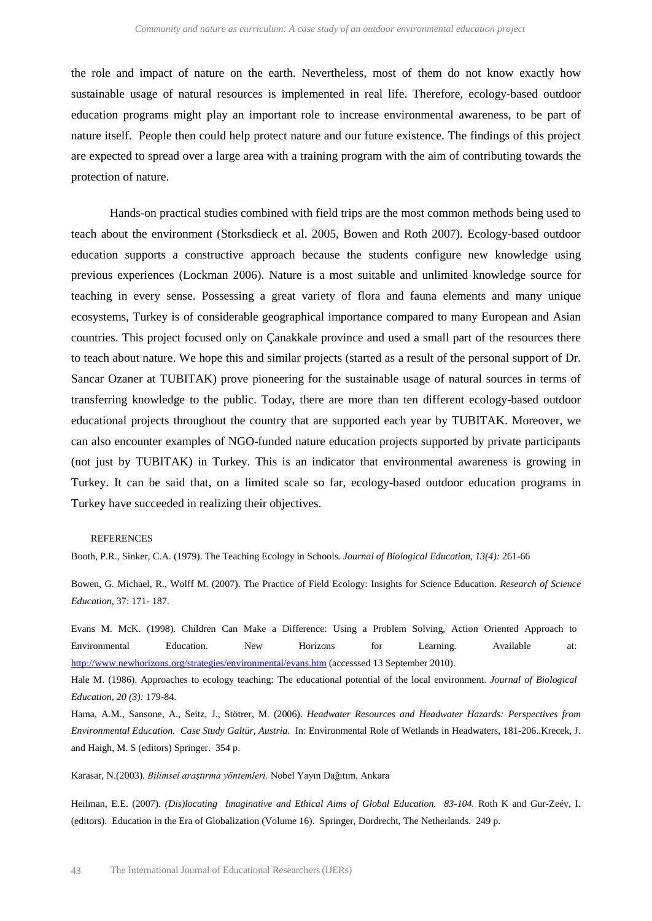the role and impact of nature on the earth. Nevertheless, most of them do not know exactly how sustainable usage of natural resources is implemented in real life. Therefore, ecology-based outdoor education programs might play an important role to increase environmental awareness, to be part of nature itself. People then could help protect nature and our future existence. The findings of this project are expected to spread over a large area with a training program with the aim of contributing towards the protection of nature.

Hands-on practical studies combined with field trips are the most common methods being used to teach about the environment (Storksdieck et al. 2005, Bowen and Roth 2007). Ecology-based outdoor education supports a constructive approach because the students configure new knowledge using previous experiences (Lockman 2006). Nature is a most suitable and unlimited knowledge source for teaching in every sense. Possessing a great variety of flora and fauna elements and many unique ecosystems, Turkey is of considerable geographical importance compared to many European and Asian countries. This project focused only on Çanakkale province and used a small part of the resources there to teach about nature. We hope this and similar projects (started as a result of the personal support of Dr. Sancar Ozaner at TUBITAK) prove pioneering for the sustainable usage of natural sources in terms of transferring knowledge to the public. Today, there are more than ten different ecology-based outdoor educational projects throughout the country that are supported each year by TUBITAK. Moreover, we can also encounter examples of NGO-funded nature education projects supported by private participants (not just by TUBITAK) in Turkey. This is an indicator that environmental awareness is growing in Turkey. It can be said that, on a limited scale so far, ecology-based outdoor education programs in Turkey have succeeded in realizing their objectives.

## REFERENCES

Booth, P.R., Sinker, C.A. (1979). The Teaching Ecology in Schools*. Journal of Biological Education, 13(4):* 261-66

Bowen, G. Michael, R., Wolff M. (2007). The Practice of Field Ecology: Insights for Science Education. *Research of Science Education*, 37: 171- 187.

Evans M. McK. (1998). Children Can Make a Difference: Using a Problem Solving, Action Oriented Approach to Environmental Education. New Horizons for Learning. Available at: http://www.newhorizons.org/strategies/environmental/evans.htm (accesssed 13 September 2010).

Hale M. (1986). Approaches to ecology teaching: The educational potential of the local environment. *Journal of Biological Education, 20 (3):* 179-84.

Hama, A.M., Sansone, A., Seitz, J., Stötrer, M. (2006). *Headwater Resources and Headwater Hazards: Perspectives from Environmental Education. Case Study Galtür, Austria*. In: Environmental Role of Wetlands in Headwaters, 181-206..Krecek, J. and Haigh, M. S (editors) Springer. 354 p.

Karasar, N.(2003). *Bilimsel araştırma yöntemleri*. Nobel Yayın Dağıtım, Ankara

Heilman, E.E. (2007). *(Dis)locating Imaginative and Ethical Aims of Global Education. 83-104.* Roth K and Gur-Zeév, I. (editors). Education in the Era of Globalization (Volume 16). Springer, Dordrecht, The Netherlands. 249 p.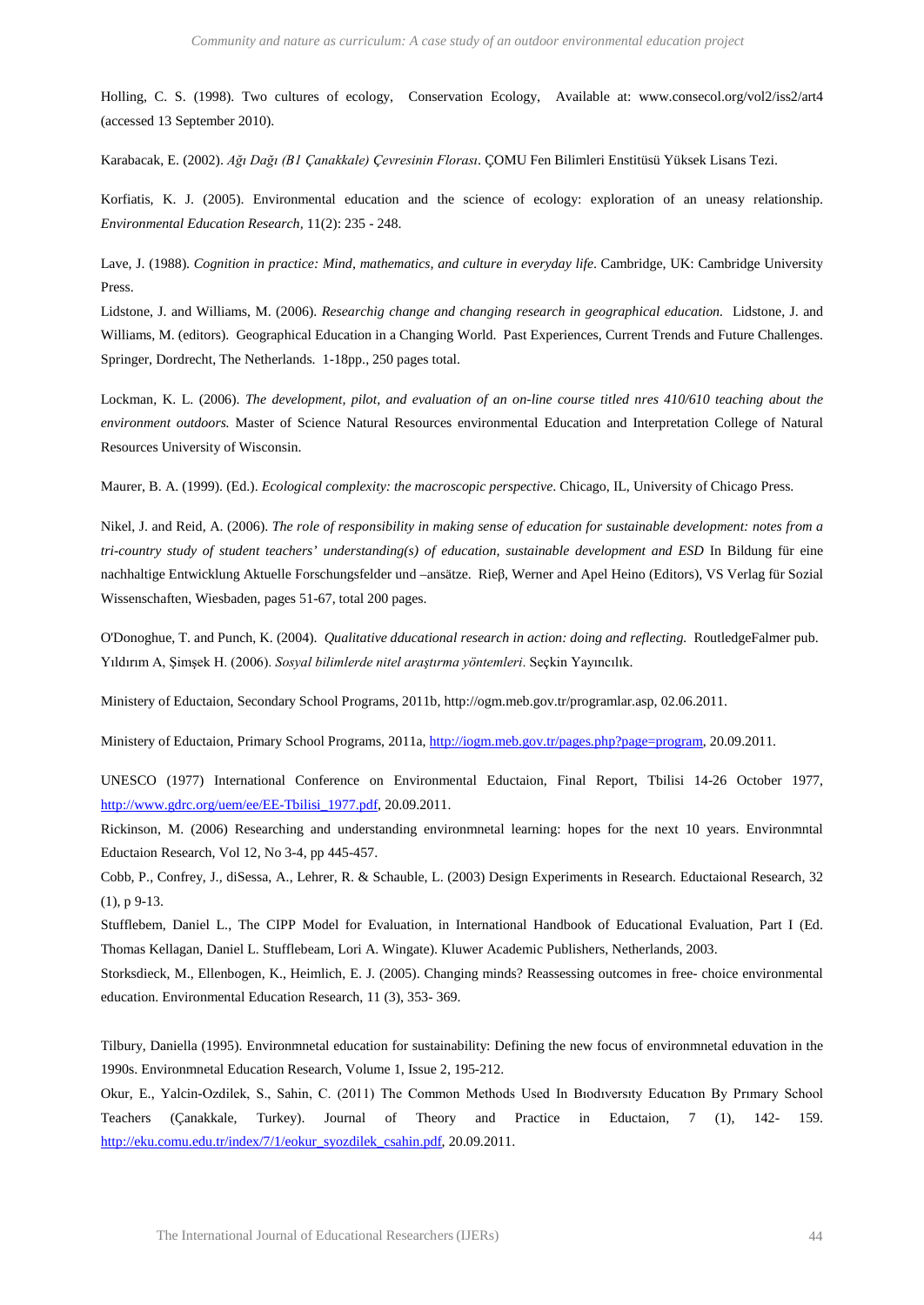Holling, C. S. (1998). Two cultures of ecology, Conservation Ecology, Available at: www.consecol.org/vol2/iss2/art4 (accessed 13 September 2010).

Karabacak, E. (2002). *Ağı Dağı (B1 Çanakkale) Çevresinin Florası*. ÇOMU Fen Bilimleri Enstitüsü Yüksek Lisans Tezi.

Korfiatis, K. J. (2005). Environmental education and the science of ecology: exploration of an uneasy relationship. *Environmental Education Research*, 11(2): 235 - 248.

Lave, J. (1988). *Cognition in practice: Mind, mathematics, and culture in everyday life*. Cambridge, UK: Cambridge University Press.

Lidstone, J. and Williams, M. (2006). *Researchig change and changing research in geographical education.* Lidstone, J. and Williams, M. (editors). Geographical Education in a Changing World. Past Experiences, Current Trends and Future Challenges. Springer, Dordrecht, The Netherlands. 1-18pp., 250 pages total.

Lockman, K. L. (2006). *The development, pilot, and evaluation of an on-line course titled nres 410/610 teaching about the environment outdoors.* Master of Science Natural Resources environmental Education and Interpretation College of Natural Resources University of Wisconsin.

Maurer, B. A. (1999). (Ed.). *Ecological complexity: the macroscopic perspective*. Chicago, IL, University of Chicago Press.

Nikel, J. and Reid, A. (2006). *The role of responsibility in making sense of education for sustainable development: notes from a tri-country study of student teachers' understanding(s) of education, sustainable development and ESD* In Bildung für eine nachhaltige Entwicklung Aktuelle Forschungsfelder und –ansätze. Rieβ, Werner and Apel Heino (Editors), VS Verlag für Sozial Wissenschaften, Wiesbaden, pages 51-67, total 200 pages.

O'Donoghue, T. and Punch, K. (2004). *Qualitative ddducational research in action: doing and reflecting.* RoutledgeFalmer pub.

Yıldırım A, Şimşek H. (2006). *Sosyal bilimlerde nitel araştırma yöntemleri*. Seçkin Yayıncılık.

Ministery of Eductaion, Secondary School Programs, 2011b, http://ogm.meb.gov.tr/programlar.asp, 02.06.2011.

Ministery of Eductaion, Primary School Programs, 2011a, http://iogm.meb.gov.tr/pages.php?page=program, 20.09.2011.

UNESCO (1977) International Conference on Environmental Eductaion, Final Report, Tbilisi 14-26 October 1977, http://www.gdrc.org/uem/ee/EE-Tbilisi_1977.pdf, 20.09.2011.

Rickinson, M. (2006) Researching and understanding environmnetal learning: hopes for the next 10 years. Environmntal Eductaion Research, Vol 12, No 3-4, pp 445-457.

Cobb, P., Confrey, J., diSessa, A., Lehrer, R. & Schauble, L. (2003) Design Experiments in Research. Eductaional Research, 32 (1), p 9-13.

Stufflebem, Daniel L., The CIPP Model for Evaluation, in International Handbook of Educational Evaluation, Part I (Ed. Thomas Kellagan, Daniel L. Stufflebeam, Lori A. Wingate). Kluwer Academic Publishers, Netherlands, 2003.

Storksdieck, M., Ellenbogen, K., Heimlich, E. J. (2005). Changing minds? Reassessing outcomes in free- choice environmental education. Environmental Education Research, 11 (3), 353- 369.

Tilbury, Daniella (1995). Environmnetal education for sustainability: Defining the new focus of environmnetal eduvation in the 1990s. Environmnetal Education Research, Volume 1, Issue 2, 195-212.

Okur, E., Yalcin-Ozdilek, S., Sahin, C. (2011) The Common Methods Used In Bıodıversıty Educatıon By Prımary School Teachers (Çanakkale, Turkey). Journal of Theory and Practice in Eductaion, 7 (1), 142- 159. http://eku.comu.edu.tr/index/7/1/eokur_syozdilek_csahin.pdf, 20.09.2011.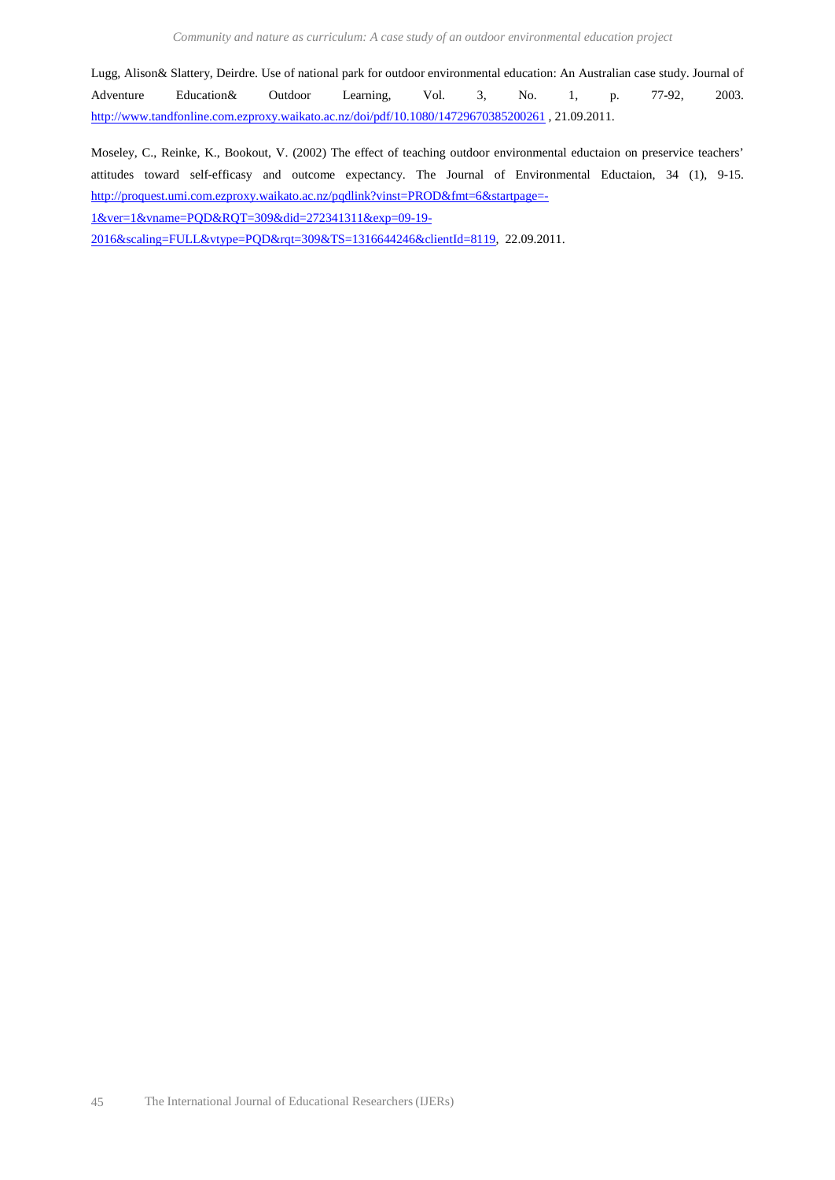Lugg, Alison& Slattery, Deirdre. Use of national park for outdoor environmental education: An Australian case study. Journal of Adventure Education& Outdoor Learning, Vol. 3, No. 1, p. 77-92, 2003. http://www.tandfonline.com.ezproxy.waikato.ac.nz/doi/pdf/10.1080/14729670385200261 , 21.09.2011.

Moseley, C., Reinke, K., Bookout, V. (2002) The effect of teaching outdoor environmental eductaion on preservice teachers' attitudes toward self-efficasy and outcome expectancy. The Journal of Environmental Eductaion, 34 (1), 9-15. http://proquest.umi.com.ezproxy.waikato.ac.nz/pqdlink?vinst=PROD&fmt=6&startpage=-1&ver=1&vname=PQD&RQT=309&did=272341311&exp=09-19-2016&scaling=FULL&vtype=PQD&rqt=309&TS=1316644246&clientId=8119, 22.09.2011.